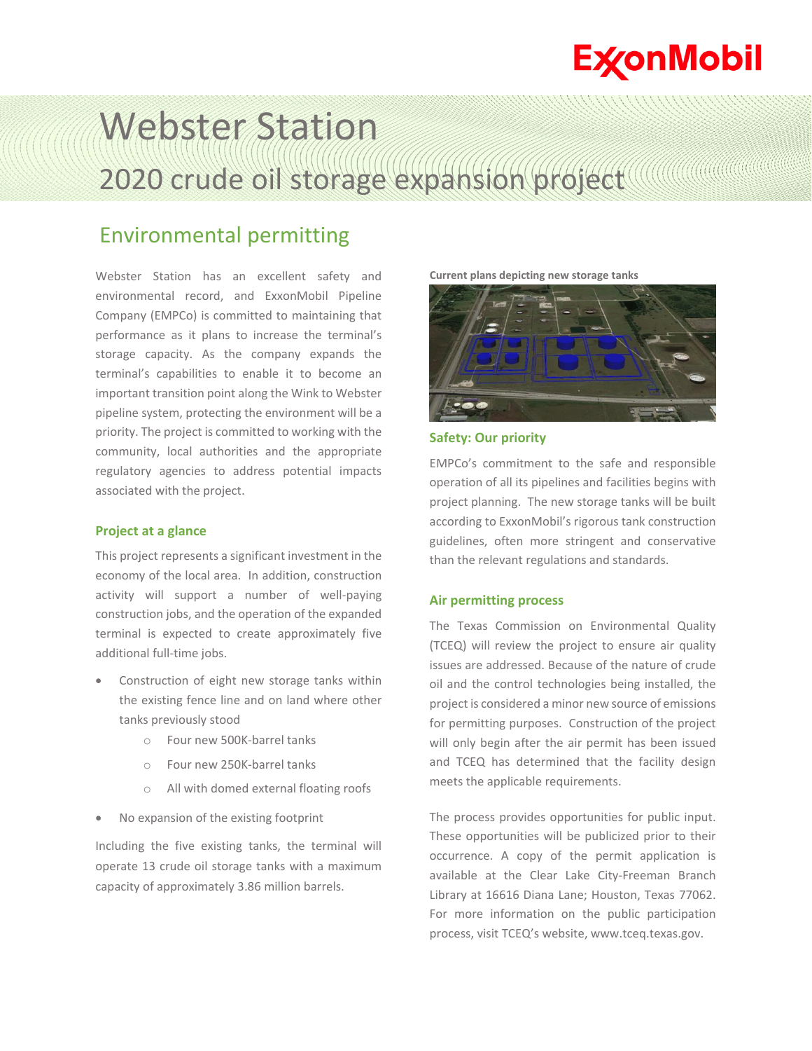# Webster Station

## 2020 crude oil storage expansion project

## Environmental permitting

Webster Station has an excellent safety and environmental record, and ExxonMobil Pipeline Company (EMPCo) is committed to maintaining that performance as it plans to increase the terminal's storage capacity. As the company expands the terminal's capabilities to enable it to become an important transition point along the Wink to Webster pipeline system, protecting the environment will be a priority. The project is committed to working with the community, local authorities and the appropriate regulatory agencies to address potential impacts associated with the project.

### Project at a glance

This project represents a significant investment in the economy of the local area. In addition, construction activity will support a number of well-paying construction jobs, and the operation of the expanded terminal is expected to create approximately five additional full-time jobs.

- Construction of eight new storage tanks within the existing fence line and on land where other tanks previously stood
  - Four new 500K-barrel tanks
  - Four new 250K-barrel tanks
  - All with domed external floating roofs
- No expansion of the existing footprint

Including the five existing tanks, the terminal will operate 13 crude oil storage tanks with a maximum capacity of approximately 3.86 million barrels.

**Current plans depicting new storage tanks**

### Safety: Our priority

EMPCo's commitment to the safe and responsible operation of all its pipelines and facilities begins with project planning. The new storage tanks will be built according to ExxonMobil's rigorous tank construction guidelines, often more stringent and conservative than the relevant regulations and standards.

### Air permitting process

The Texas Commission on Environmental Quality (TCEQ) will review the project to ensure air quality issues are addressed. Because of the nature of crude oil and the control technologies being installed, the project is considered a minor new source of emissions for permitting purposes. Construction of the project will only begin after the air permit has been issued and TCEQ has determined that the facility design meets the applicable requirements.

The process provides opportunities for public input. These opportunities will be publicized prior to their occurrence. A copy of the permit application is available at the Clear Lake City-Freeman Branch Library at 16616 Diana Lane; Houston, Texas 77062. For more information on the public participation process, visit TCEQ's website, www.tceq.texas.gov.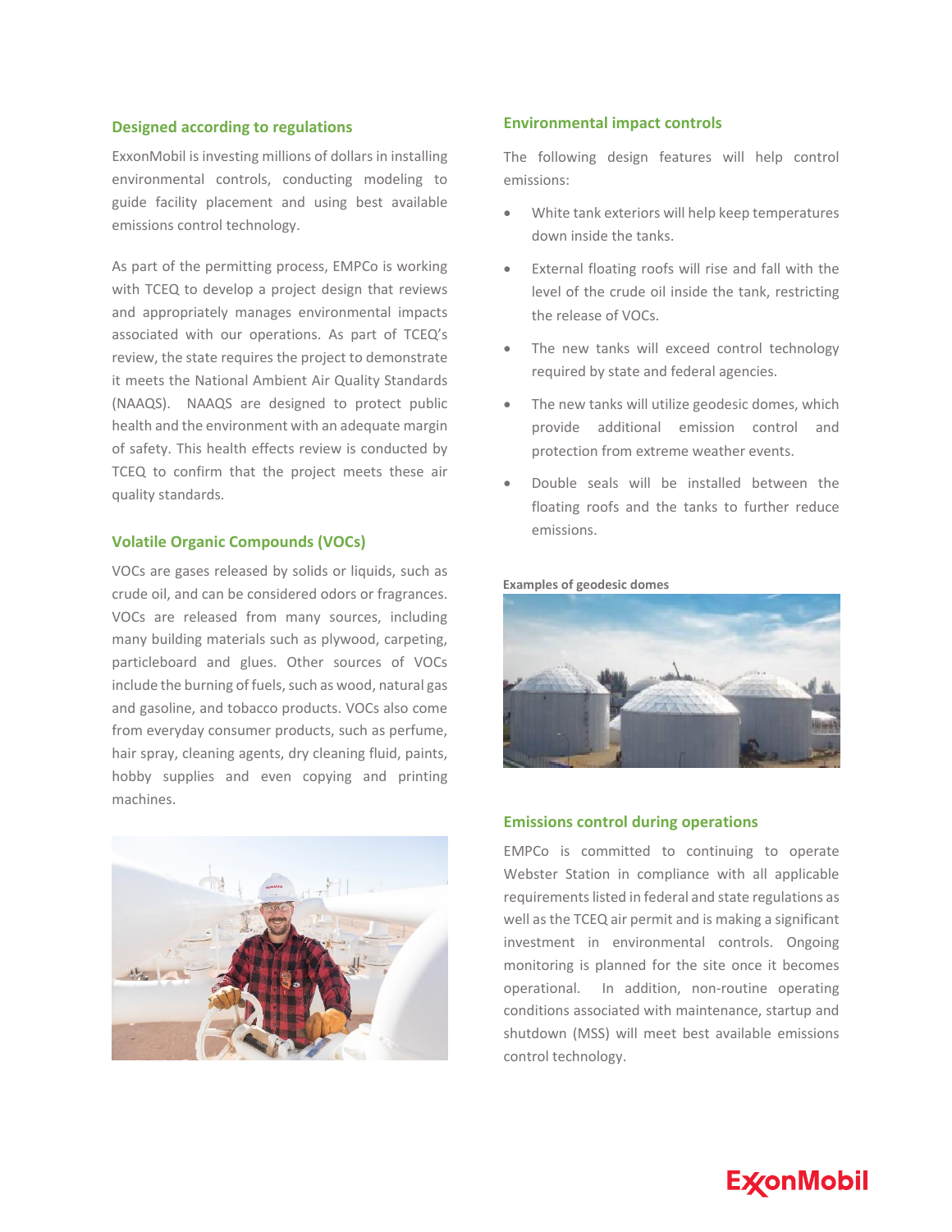## Designed according to regulations

ExxonMobil is investing millions of dollars in installing environmental controls, conducting modeling to guide facility placement and using best available emissions control technology.

As part of the permitting process, EMPCo is working with TCEQ to develop a project design that reviews and appropriately manages environmental impacts associated with our operations. As part of TCEQ's review, the state requires the project to demonstrate it meets the National Ambient Air Quality Standards (NAAQS). NAAQS are designed to protect public health and the environment with an adequate margin of safety. This health effects review is conducted by TCEQ to confirm that the project meets these air quality standards.

## Volatile Organic Compounds (VOCs)

VOCs are gases released by solids or liquids, such as crude oil, and can be considered odors or fragrances. VOCs are released from many sources, including many building materials such as plywood, carpeting, particleboard and glues. Other sources of VOCs include the burning of fuels, such as wood, natural gas and gasoline, and tobacco products. VOCs also come from everyday consumer products, such as perfume, hair spray, cleaning agents, dry cleaning fluid, paints, hobby supplies and even copying and printing machines.

## Environmental impact controls

The following design features will help control emissions:

- White tank exteriors will help keep temperatures down inside the tanks.
- External floating roofs will rise and fall with the level of the crude oil inside the tank, restricting the release of VOCs.
- The new tanks will exceed control technology required by state and federal agencies.
- The new tanks will utilize geodesic domes, which provide additional emission control and protection from extreme weather events.
- Double seals will be installed between the floating roofs and the tanks to further reduce emissions.

**Examples of geodesic domes**

## Emissions control during operations

EMPCo is committed to continuing to operate Webster Station in compliance with all applicable requirements listed in federal and state regulations as well as the TCEQ air permit and is making a significant investment in environmental controls. Ongoing monitoring is planned for the site once it becomes operational. In addition, non-routine operating conditions associated with maintenance, startup and shutdown (MSS) will meet best available emissions control technology.